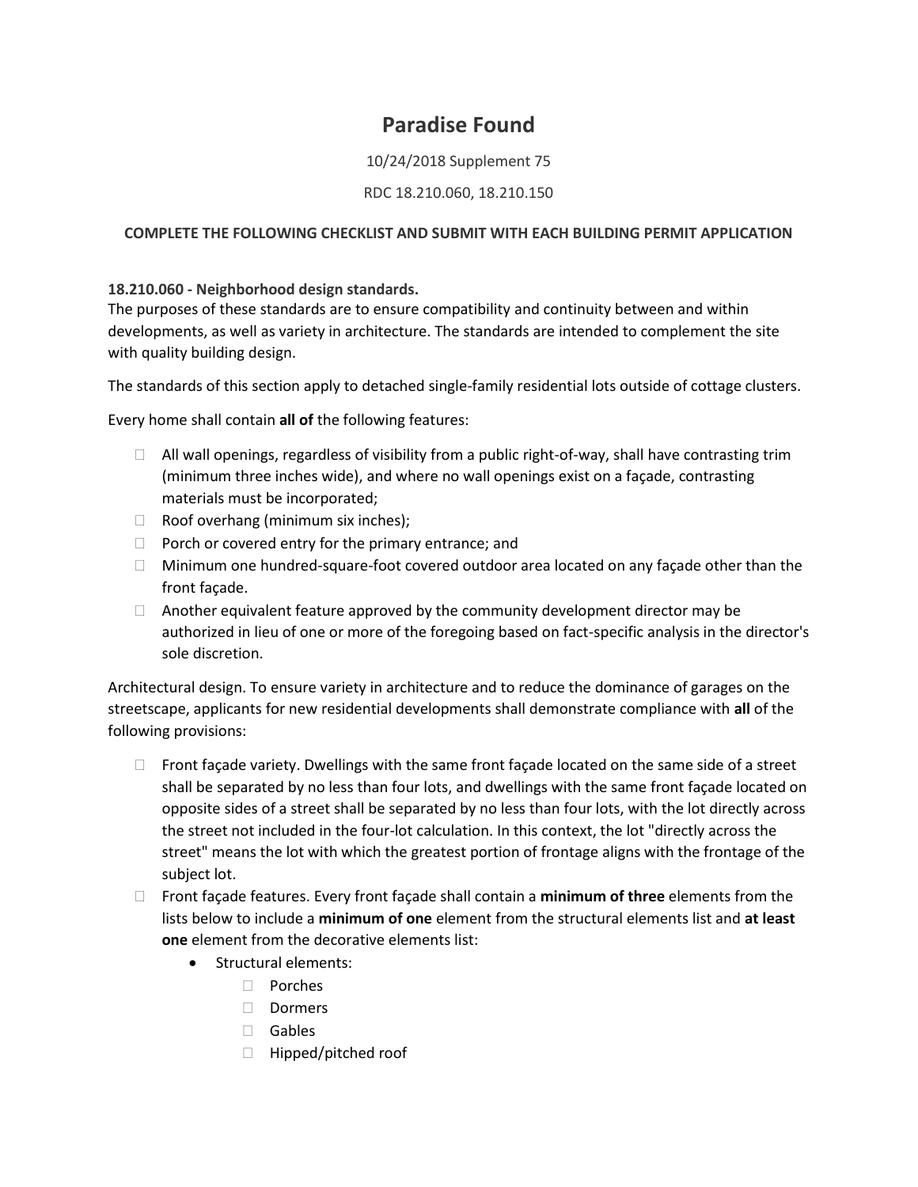# Paradise Found

10/24/2018 Supplement 75

RDC 18.210.060, 18.210.150

**COMPLETE THE FOLLOWING CHECKLIST AND SUBMIT WITH EACH BUILDING PERMIT APPLICATION**

**18.210.060 - Neighborhood design standards.**
The purposes of these standards are to ensure compatibility and continuity between and within developments, as well as variety in architecture. The standards are intended to complement the site with quality building design.

The standards of this section apply to detached single-family residential lots outside of cottage clusters.

Every home shall contain **all of** the following features:

- ☐ All wall openings, regardless of visibility from a public right-of-way, shall have contrasting trim (minimum three inches wide), and where no wall openings exist on a façade, contrasting materials must be incorporated;
- ☐ Roof overhang (minimum six inches);
- ☐ Porch or covered entry for the primary entrance; and
- ☐ Minimum one hundred-square-foot covered outdoor area located on any façade other than the front façade.
- ☐ Another equivalent feature approved by the community development director may be authorized in lieu of one or more of the foregoing based on fact-specific analysis in the director's sole discretion.

Architectural design. To ensure variety in architecture and to reduce the dominance of garages on the streetscape, applicants for new residential developments shall demonstrate compliance with **all** of the following provisions:

- ☐ Front façade variety. Dwellings with the same front façade located on the same side of a street shall be separated by no less than four lots, and dwellings with the same front façade located on opposite sides of a street shall be separated by no less than four lots, with the lot directly across the street not included in the four-lot calculation. In this context, the lot "directly across the street" means the lot with which the greatest portion of frontage aligns with the frontage of the subject lot.
- ☐ Front façade features. Every front façade shall contain a **minimum of three** elements from the lists below to include a **minimum of one** element from the structural elements list and **at least one** element from the decorative elements list:
  - Structural elements:
    - ☐ Porches
    - ☐ Dormers
    - ☐ Gables
    - ☐ Hipped/pitched roof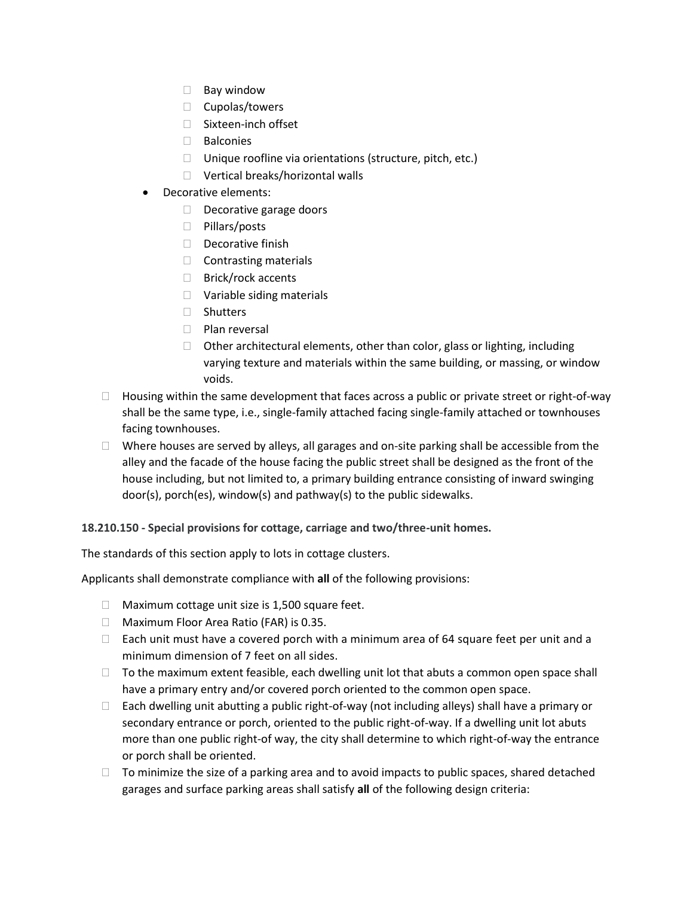- Bay window
    - Cupolas/towers
    - Sixteen-inch offset
    - Balconies
    - Unique roofline via orientations (structure, pitch, etc.)
    - Vertical breaks/horizontal walls
  - Decorative elements:
    - Decorative garage doors
    - Pillars/posts
    - Decorative finish
    - Contrasting materials
    - Brick/rock accents
    - Variable siding materials
    - Shutters
    - Plan reversal
    - Other architectural elements, other than color, glass or lighting, including varying texture and materials within the same building, or massing, or window voids.
- Housing within the same development that faces across a public or private street or right-of-way shall be the same type, i.e., single-family attached facing single-family attached or townhouses facing townhouses.
- Where houses are served by alleys, all garages and on-site parking shall be accessible from the alley and the facade of the house facing the public street shall be designed as the front of the house including, but not limited to, a primary building entrance consisting of inward swinging door(s), porch(es), window(s) and pathway(s) to the public sidewalks.

**18.210.150 - Special provisions for cottage, carriage and two/three-unit homes.**

The standards of this section apply to lots in cottage clusters.

Applicants shall demonstrate compliance with **all** of the following provisions:

- Maximum cottage unit size is 1,500 square feet.
- Maximum Floor Area Ratio (FAR) is 0.35.
- Each unit must have a covered porch with a minimum area of 64 square feet per unit and a minimum dimension of 7 feet on all sides.
- To the maximum extent feasible, each dwelling unit lot that abuts a common open space shall have a primary entry and/or covered porch oriented to the common open space.
- Each dwelling unit abutting a public right-of-way (not including alleys) shall have a primary or secondary entrance or porch, oriented to the public right-of-way. If a dwelling unit lot abuts more than one public right-of way, the city shall determine to which right-of-way the entrance or porch shall be oriented.
- To minimize the size of a parking area and to avoid impacts to public spaces, shared detached garages and surface parking areas shall satisfy **all** of the following design criteria: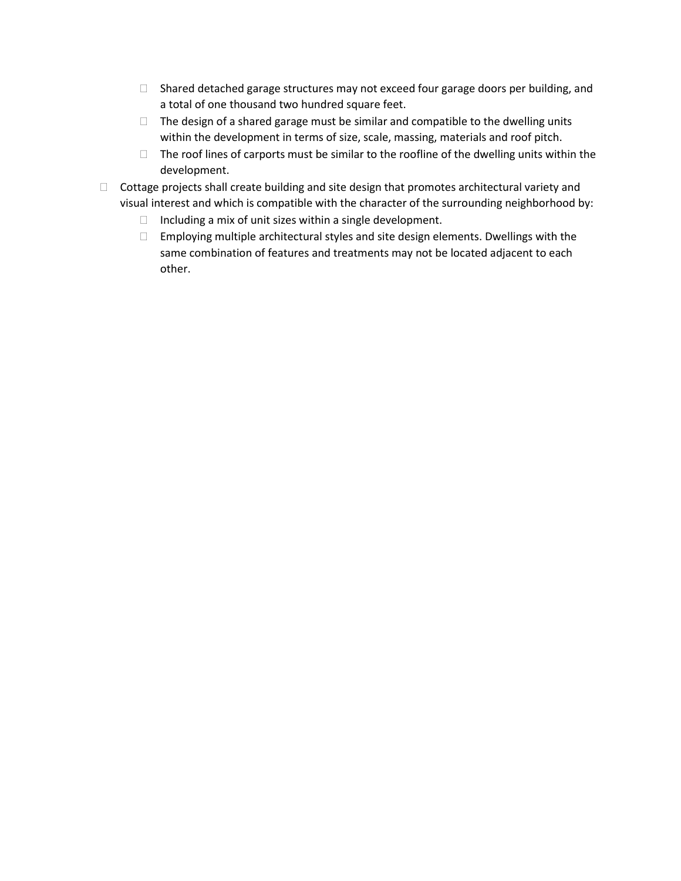- Shared detached garage structures may not exceed four garage doors per building, and a total of one thousand two hundred square feet.
  - The design of a shared garage must be similar and compatible to the dwelling units within the development in terms of size, scale, massing, materials and roof pitch.
  - The roof lines of carports must be similar to the roofline of the dwelling units within the development.
- Cottage projects shall create building and site design that promotes architectural variety and visual interest and which is compatible with the character of the surrounding neighborhood by:
  - Including a mix of unit sizes within a single development.
  - Employing multiple architectural styles and site design elements. Dwellings with the same combination of features and treatments may not be located adjacent to each other.